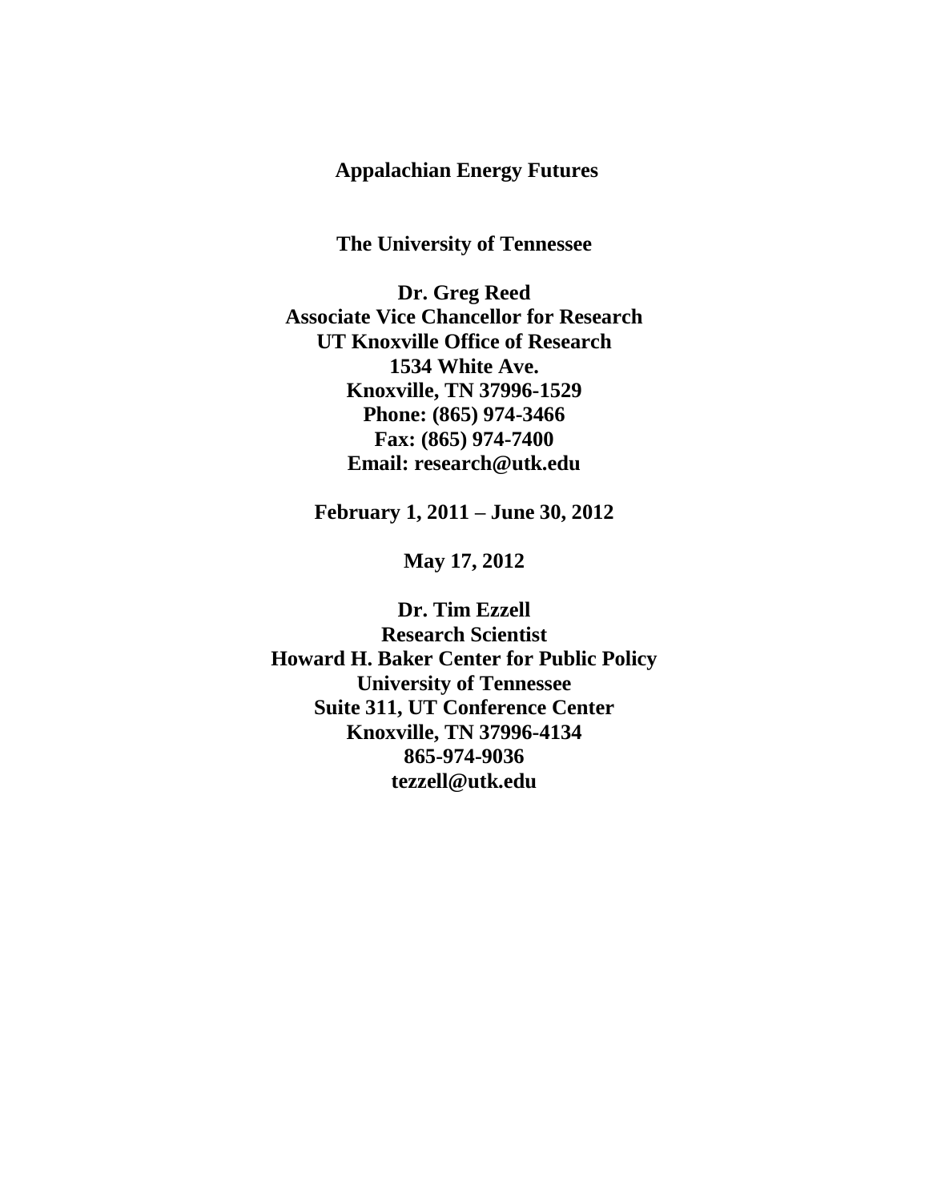**Appalachian Energy Futures**

**The University of Tennessee**

**Dr. Greg Reed**
**Associate Vice Chancellor for Research**
**UT Knoxville Office of Research**
**1534 White Ave.**
**Knoxville, TN 37996-1529**
**Phone: (865) 974-3466**
**Fax: (865) 974-7400**
**Email: research@utk.edu**

**February 1, 2011 – June 30, 2012**

**May 17, 2012**

**Dr. Tim Ezzell**
**Research Scientist**
**Howard H. Baker Center for Public Policy**
**University of Tennessee**
**Suite 311, UT Conference Center**
**Knoxville, TN 37996-4134**
**865-974-9036**
**tezzell@utk.edu**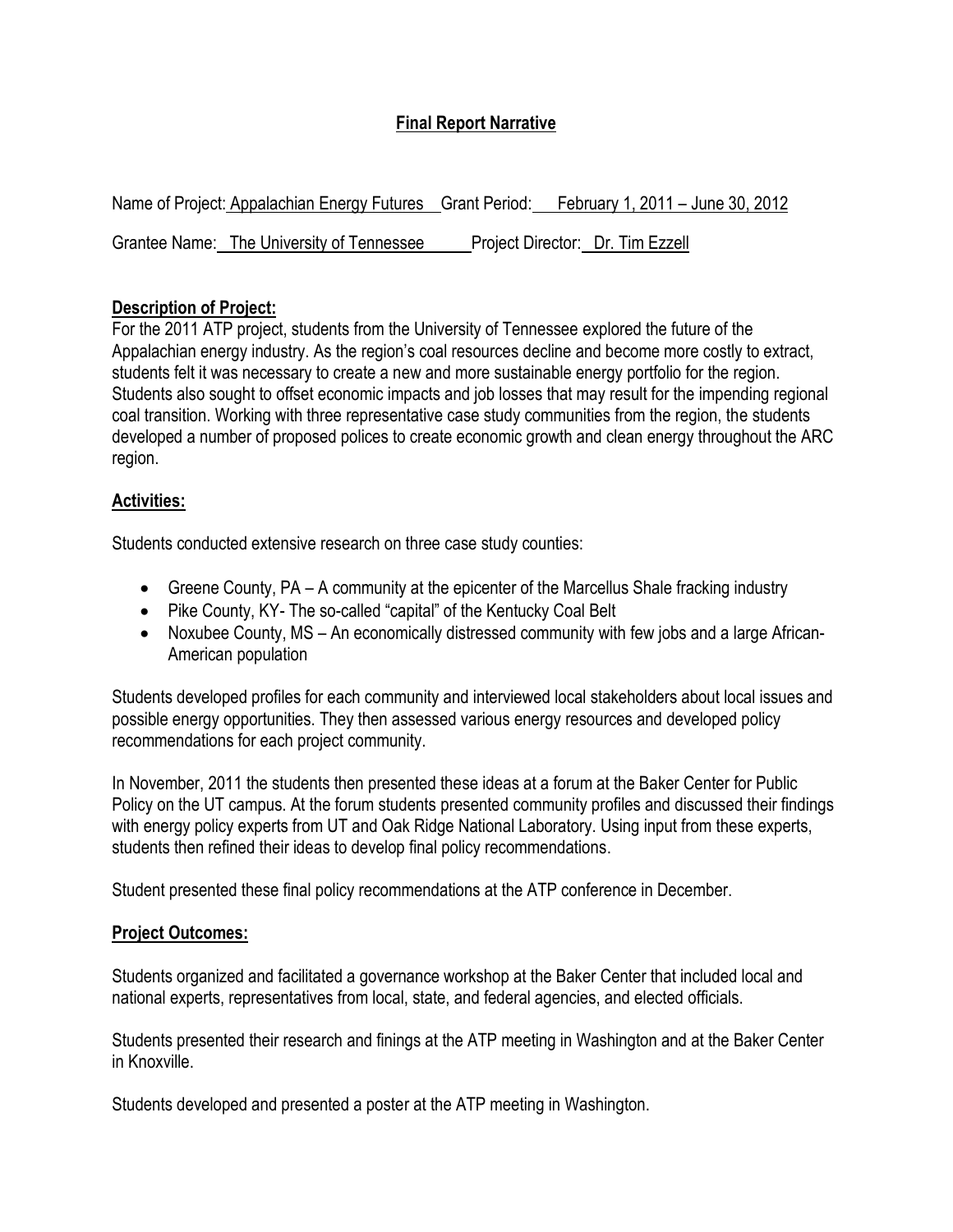# Final Report Narrative

Name of Project: Appalachian Energy Futures Grant Period: February 1, 2011 – June 30, 2012

Grantee Name: The University of Tennessee Project Director: Dr. Tim Ezzell

## Description of Project:

For the 2011 ATP project, students from the University of Tennessee explored the future of the Appalachian energy industry. As the region's coal resources decline and become more costly to extract, students felt it was necessary to create a new and more sustainable energy portfolio for the region. Students also sought to offset economic impacts and job losses that may result for the impending regional coal transition. Working with three representative case study communities from the region, the students developed a number of proposed polices to create economic growth and clean energy throughout the ARC region.

## Activities:

Students conducted extensive research on three case study counties:

- Greene County, PA – A community at the epicenter of the Marcellus Shale fracking industry
- Pike County, KY- The so-called "capital" of the Kentucky Coal Belt
- Noxubee County, MS – An economically distressed community with few jobs and a large African-American population

Students developed profiles for each community and interviewed local stakeholders about local issues and possible energy opportunities. They then assessed various energy resources and developed policy recommendations for each project community.

In November, 2011 the students then presented these ideas at a forum at the Baker Center for Public Policy on the UT campus. At the forum students presented community profiles and discussed their findings with energy policy experts from UT and Oak Ridge National Laboratory. Using input from these experts, students then refined their ideas to develop final policy recommendations.

Student presented these final policy recommendations at the ATP conference in December.

## Project Outcomes:

Students organized and facilitated a governance workshop at the Baker Center that included local and national experts, representatives from local, state, and federal agencies, and elected officials.

Students presented their research and finings at the ATP meeting in Washington and at the Baker Center in Knoxville.

Students developed and presented a poster at the ATP meeting in Washington.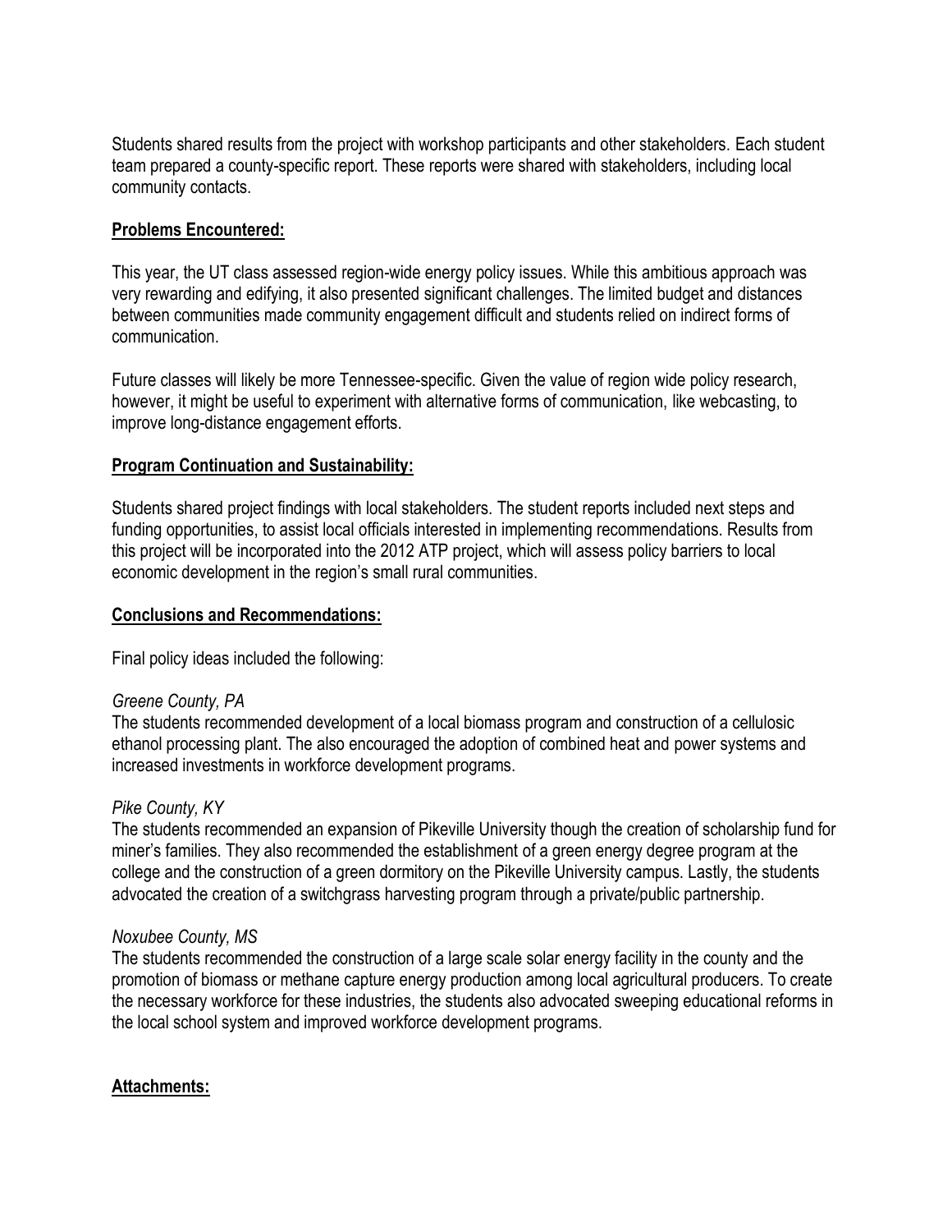Students shared results from the project with workshop participants and other stakeholders. Each student team prepared a county-specific report. These reports were shared with stakeholders, including local community contacts.

**Problems Encountered:**

This year, the UT class assessed region-wide energy policy issues. While this ambitious approach was very rewarding and edifying, it also presented significant challenges. The limited budget and distances between communities made community engagement difficult and students relied on indirect forms of communication.

Future classes will likely be more Tennessee-specific. Given the value of region wide policy research, however, it might be useful to experiment with alternative forms of communication, like webcasting, to improve long-distance engagement efforts.

**Program Continuation and Sustainability:**

Students shared project findings with local stakeholders. The student reports included next steps and funding opportunities, to assist local officials interested in implementing recommendations. Results from this project will be incorporated into the 2012 ATP project, which will assess policy barriers to local economic development in the region's small rural communities.

**Conclusions and Recommendations:**

Final policy ideas included the following:

*Greene County, PA*

The students recommended development of a local biomass program and construction of a cellulosic ethanol processing plant. The also encouraged the adoption of combined heat and power systems and increased investments in workforce development programs.

*Pike County, KY*

The students recommended an expansion of Pikeville University though the creation of scholarship fund for miner's families. They also recommended the establishment of a green energy degree program at the college and the construction of a green dormitory on the Pikeville University campus. Lastly, the students advocated the creation of a switchgrass harvesting program through a private/public partnership.

*Noxubee County, MS*

The students recommended the construction of a large scale solar energy facility in the county and the promotion of biomass or methane capture energy production among local agricultural producers. To create the necessary workforce for these industries, the students also advocated sweeping educational reforms in the local school system and improved workforce development programs.

**Attachments:**